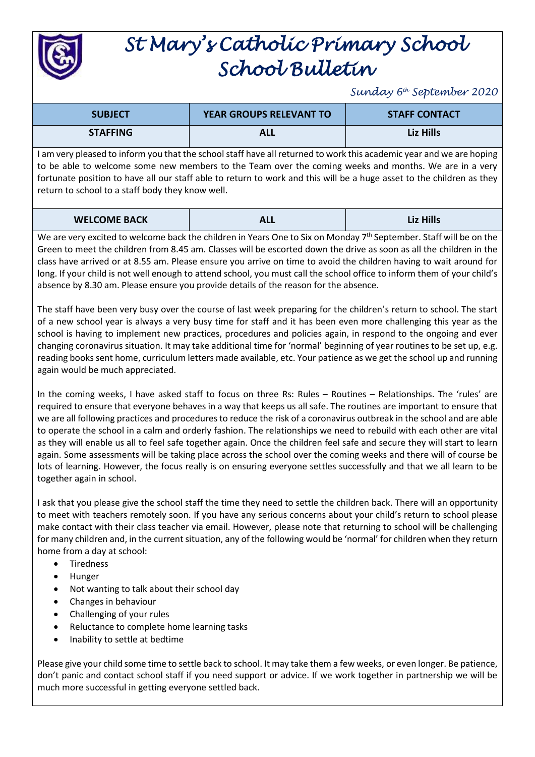# St Mary's Catholic Primary School
# School Bulletin

*Sunday 6th September 2020*

| SUBJECT | YEAR GROUPS RELEVANT TO | STAFF CONTACT |
|---|---|---|
| **STAFFING** | **ALL** | **Liz Hills** |

I am very pleased to inform you that the school staff have all returned to work this academic year and we are hoping to be able to welcome some new members to the Team over the coming weeks and months. We are in a very fortunate position to have all our staff able to return to work and this will be a huge asset to the children as they return to school to a staff body they know well.

| WELCOME BACK | ALL | Liz Hills |
|---|---|---|

We are very excited to welcome back the children in Years One to Six on Monday 7th September. Staff will be on the Green to meet the children from 8.45 am. Classes will be escorted down the drive as soon as all the children in the class have arrived or at 8.55 am. Please ensure you arrive on time to avoid the children having to wait around for long. If your child is not well enough to attend school, you must call the school office to inform them of your child's absence by 8.30 am. Please ensure you provide details of the reason for the absence.

The staff have been very busy over the course of last week preparing for the children's return to school. The start of a new school year is always a very busy time for staff and it has been even more challenging this year as the school is having to implement new practices, procedures and policies again, in respond to the ongoing and ever changing coronavirus situation. It may take additional time for 'normal' beginning of year routines to be set up, e.g. reading books sent home, curriculum letters made available, etc. Your patience as we get the school up and running again would be much appreciated.

In the coming weeks, I have asked staff to focus on three Rs: Rules – Routines – Relationships. The 'rules' are required to ensure that everyone behaves in a way that keeps us all safe. The routines are important to ensure that we are all following practices and procedures to reduce the risk of a coronavirus outbreak in the school and are able to operate the school in a calm and orderly fashion. The relationships we need to rebuild with each other are vital as they will enable us all to feel safe together again. Once the children feel safe and secure they will start to learn again. Some assessments will be taking place across the school over the coming weeks and there will of course be lots of learning. However, the focus really is on ensuring everyone settles successfully and that we all learn to be together again in school.

I ask that you please give the school staff the time they need to settle the children back. There will an opportunity to meet with teachers remotely soon. If you have any serious concerns about your child's return to school please make contact with their class teacher via email. However, please note that returning to school will be challenging for many children and, in the current situation, any of the following would be 'normal' for children when they return home from a day at school:

- Tiredness
- Hunger
- Not wanting to talk about their school day
- Changes in behaviour
- Challenging of your rules
- Reluctance to complete home learning tasks
- Inability to settle at bedtime

Please give your child some time to settle back to school. It may take them a few weeks, or even longer. Be patience, don't panic and contact school staff if you need support or advice. If we work together in partnership we will be much more successful in getting everyone settled back.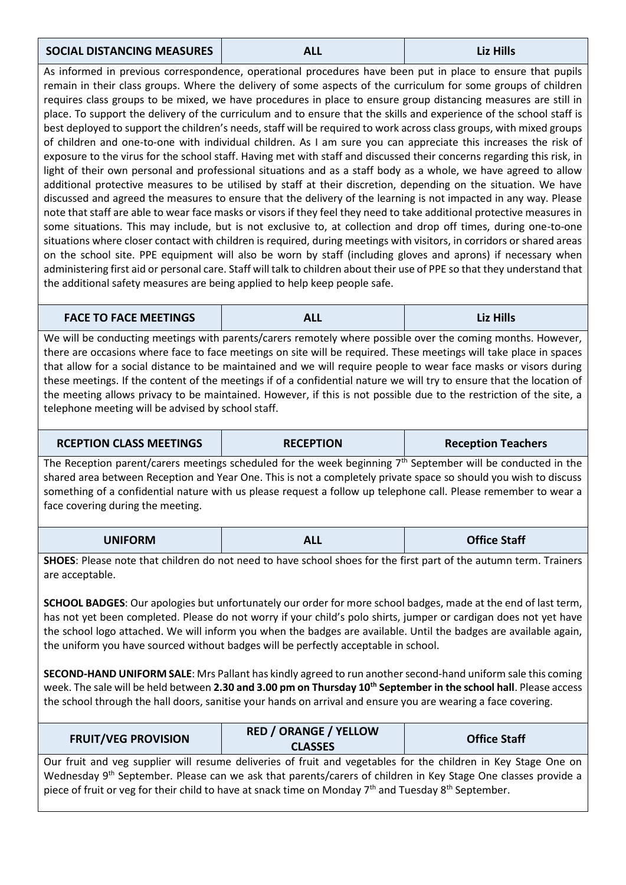| SOCIAL DISTANCING MEASURES | ALL | Liz Hills |
|---|---|---|

As informed in previous correspondence, operational procedures have been put in place to ensure that pupils remain in their class groups. Where the delivery of some aspects of the curriculum for some groups of children requires class groups to be mixed, we have procedures in place to ensure group distancing measures are still in place. To support the delivery of the curriculum and to ensure that the skills and experience of the school staff is best deployed to support the children's needs, staff will be required to work across class groups, with mixed groups of children and one-to-one with individual children. As I am sure you can appreciate this increases the risk of exposure to the virus for the school staff. Having met with staff and discussed their concerns regarding this risk, in light of their own personal and professional situations and as a staff body as a whole, we have agreed to allow additional protective measures to be utilised by staff at their discretion, depending on the situation. We have discussed and agreed the measures to ensure that the delivery of the learning is not impacted in any way. Please note that staff are able to wear face masks or visors if they feel they need to take additional protective measures in some situations. This may include, but is not exclusive to, at collection and drop off times, during one-to-one situations where closer contact with children is required, during meetings with visitors, in corridors or shared areas on the school site. PPE equipment will also be worn by staff (including gloves and aprons) if necessary when administering first aid or personal care. Staff will talk to children about their use of PPE so that they understand that the additional safety measures are being applied to help keep people safe.

| FACE TO FACE MEETINGS | ALL | Liz Hills |
|---|---|---|

We will be conducting meetings with parents/carers remotely where possible over the coming months. However, there are occasions where face to face meetings on site will be required. These meetings will take place in spaces that allow for a social distance to be maintained and we will require people to wear face masks or visors during these meetings. If the content of the meetings if of a confidential nature we will try to ensure that the location of the meeting allows privacy to be maintained. However, if this is not possible due to the restriction of the site, a telephone meeting will be advised by school staff.

| RCEPTION CLASS MEETINGS | RECEPTION | Reception Teachers |
|---|---|---|

The Reception parent/carers meetings scheduled for the week beginning 7th September will be conducted in the shared area between Reception and Year One. This is not a completely private space so should you wish to discuss something of a confidential nature with us please request a follow up telephone call. Please remember to wear a face covering during the meeting.

| UNIFORM | ALL | Office Staff |
|---|---|---|

**SHOES**: Please note that children do not need to have school shoes for the first part of the autumn term. Trainers are acceptable.

**SCHOOL BADGES**: Our apologies but unfortunately our order for more school badges, made at the end of last term, has not yet been completed. Please do not worry if your child's polo shirts, jumper or cardigan does not yet have the school logo attached. We will inform you when the badges are available. Until the badges are available again, the uniform you have sourced without badges will be perfectly acceptable in school.

**SECOND-HAND UNIFORM SALE**: Mrs Pallant has kindly agreed to run another second-hand uniform sale this coming week. The sale will be held between **2.30 and 3.00 pm on Thursday 10th September in the school hall**. Please access the school through the hall doors, sanitise your hands on arrival and ensure you are wearing a face covering.

| FRUIT/VEG PROVISION | RED / ORANGE / YELLOW CLASSES | Office Staff |
|---|---|---|

Our fruit and veg supplier will resume deliveries of fruit and vegetables for the children in Key Stage One on Wednesday 9th September. Please can we ask that parents/carers of children in Key Stage One classes provide a piece of fruit or veg for their child to have at snack time on Monday 7th and Tuesday 8th September.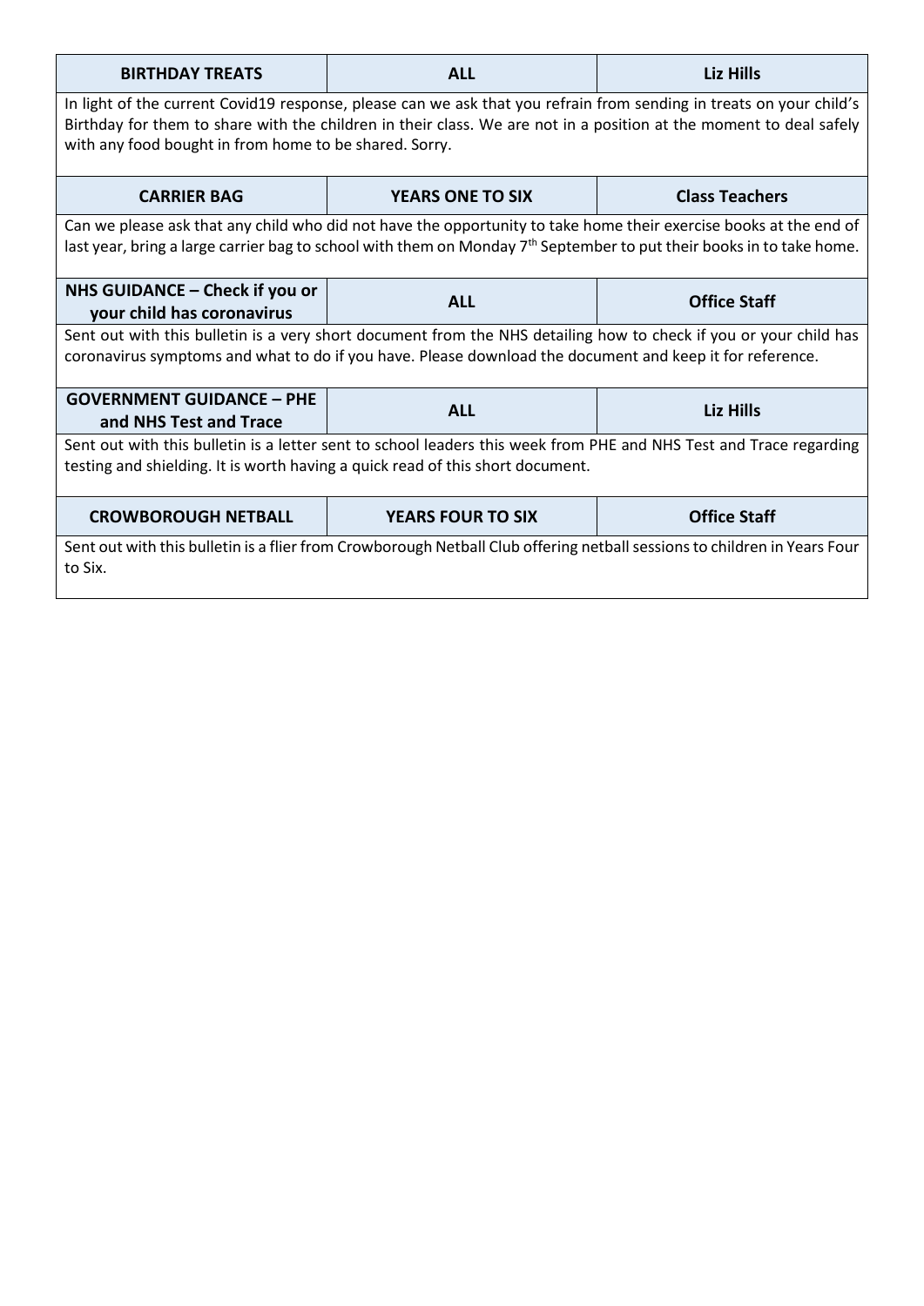| BIRTHDAY TREATS | ALL | Liz Hills |
|---|---|---|
| In light of the current Covid19 response, please can we ask that you refrain from sending in treats on your child's Birthday for them to share with the children in their class. We are not in a position at the moment to deal safely with any food bought in from home to be shared. Sorry. | | |

| CARRIER BAG | YEARS ONE TO SIX | Class Teachers |
|---|---|---|
| Can we please ask that any child who did not have the opportunity to take home their exercise books at the end of last year, bring a large carrier bag to school with them on Monday 7th September to put their books in to take home. | | |

| NHS GUIDANCE – Check if you or your child has coronavirus | ALL | Office Staff |
|---|---|---|
| Sent out with this bulletin is a very short document from the NHS detailing how to check if you or your child has coronavirus symptoms and what to do if you have. Please download the document and keep it for reference. | | |

| GOVERNMENT GUIDANCE – PHE and NHS Test and Trace | ALL | Liz Hills |
|---|---|---|
| Sent out with this bulletin is a letter sent to school leaders this week from PHE and NHS Test and Trace regarding testing and shielding. It is worth having a quick read of this short document. | | |

| CROWBOROUGH NETBALL | YEARS FOUR TO SIX | Office Staff |
|---|---|---|
| Sent out with this bulletin is a flier from Crowborough Netball Club offering netball sessions to children in Years Four to Six. | | |